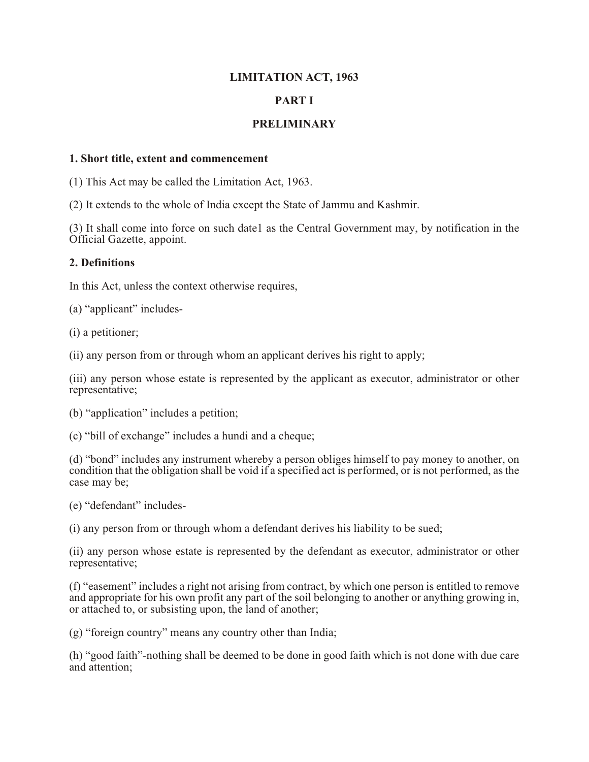# LIMITATION ACT, 1963

## PART I

## PRELIMINARY

### 1. Short title, extent and commencement

(1) This Act may be called the Limitation Act, 1963.

(2) It extends to the whole of India except the State of Jammu and Kashmir.

(3) It shall come into force on such date1 as the Central Government may, by notification in the Official Gazette, appoint.

### 2. Definitions

In this Act, unless the context otherwise requires,

(a) "applicant" includes-

(i) a petitioner;

(ii) any person from or through whom an applicant derives his right to apply;

(iii) any person whose estate is represented by the applicant as executor, administrator or other representative;

(b) "application" includes a petition;

(c) "bill of exchange" includes a hundi and a cheque;

(d) "bond" includes any instrument whereby a person obliges himself to pay money to another, on condition that the obligation shall be void if a specified act is performed, or is not performed, as the case may be;

(e) "defendant" includes-

(i) any person from or through whom a defendant derives his liability to be sued;

(ii) any person whose estate is represented by the defendant as executor, administrator or other representative;

(f) "easement" includes a right not arising from contract, by which one person is entitled to remove and appropriate for his own profit any part of the soil belonging to another or anything growing in, or attached to, or subsisting upon, the land of another;

(g) "foreign country" means any country other than India;

(h) "good faith"-nothing shall be deemed to be done in good faith which is not done with due care and attention;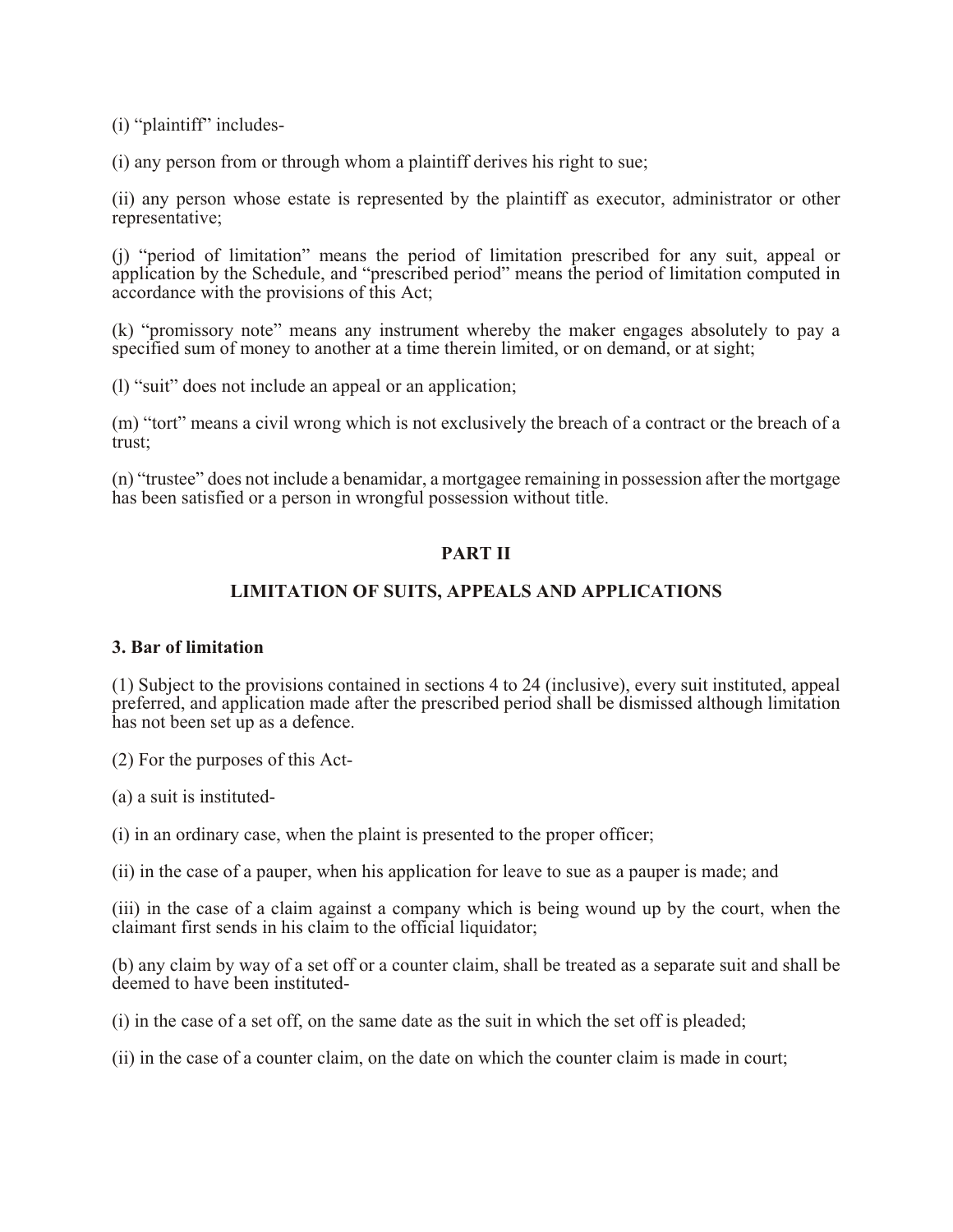(i) “plaintiff” includes-

(i) any person from or through whom a plaintiff derives his right to sue;

(ii) any person whose estate is represented by the plaintiff as executor, administrator or other representative;

(j) “period of limitation” means the period of limitation prescribed for any suit, appeal or application by the Schedule, and “prescribed period” means the period of limitation computed in accordance with the provisions of this Act;

(k) “promissory note” means any instrument whereby the maker engages absolutely to pay a specified sum of money to another at a time therein limited, or on demand, or at sight;

(l) “suit” does not include an appeal or an application;

(m) “tort” means a civil wrong which is not exclusively the breach of a contract or the breach of a trust;

(n) “trustee” does not include a benamidar, a mortgagee remaining in possession after the mortgage has been satisfied or a person in wrongful possession without title.

## PART II

## LIMITATION OF SUITS, APPEALS AND APPLICATIONS

### 3. Bar of limitation

(1) Subject to the provisions contained in sections 4 to 24 (inclusive), every suit instituted, appeal preferred, and application made after the prescribed period shall be dismissed although limitation has not been set up as a defence.

(2) For the purposes of this Act-

(a) a suit is instituted-

(i) in an ordinary case, when the plaint is presented to the proper officer;

(ii) in the case of a pauper, when his application for leave to sue as a pauper is made; and

(iii) in the case of a claim against a company which is being wound up by the court, when the claimant first sends in his claim to the official liquidator;

(b) any claim by way of a set off or a counter claim, shall be treated as a separate suit and shall be deemed to have been instituted-

(i) in the case of a set off, on the same date as the suit in which the set off is pleaded;

(ii) in the case of a counter claim, on the date on which the counter claim is made in court;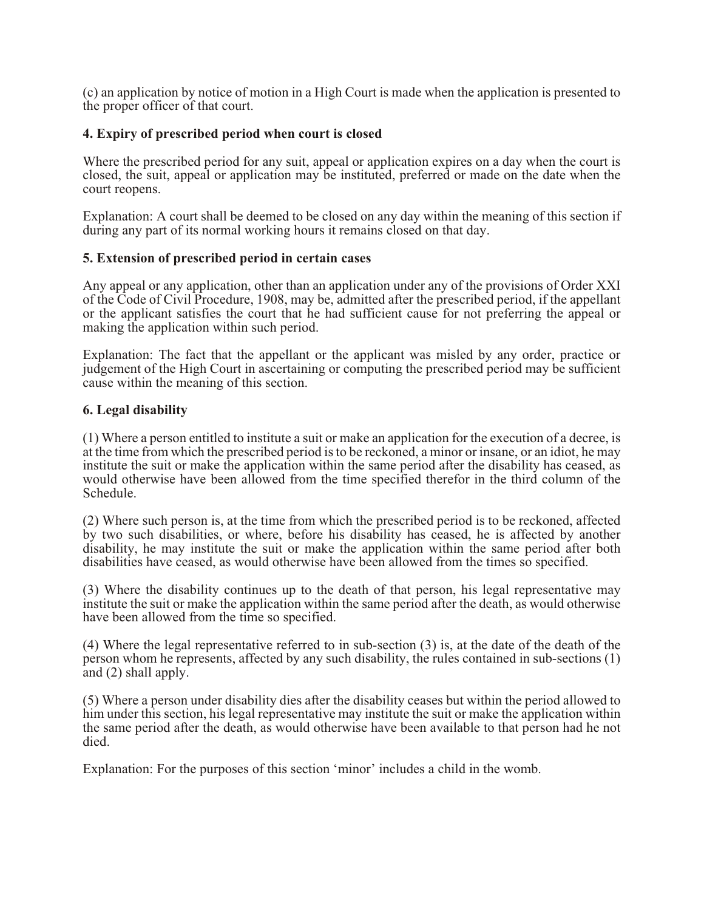(c) an application by notice of motion in a High Court is made when the application is presented to the proper officer of that court.

### 4. Expiry of prescribed period when court is closed

Where the prescribed period for any suit, appeal or application expires on a day when the court is closed, the suit, appeal or application may be instituted, preferred or made on the date when the court reopens.

Explanation: A court shall be deemed to be closed on any day within the meaning of this section if during any part of its normal working hours it remains closed on that day.

### 5. Extension of prescribed period in certain cases

Any appeal or any application, other than an application under any of the provisions of Order XXI of the Code of Civil Procedure, 1908, may be, admitted after the prescribed period, if the appellant or the applicant satisfies the court that he had sufficient cause for not preferring the appeal or making the application within such period.

Explanation: The fact that the appellant or the applicant was misled by any order, practice or judgement of the High Court in ascertaining or computing the prescribed period may be sufficient cause within the meaning of this section.

### 6. Legal disability

(1) Where a person entitled to institute a suit or make an application for the execution of a decree, is at the time from which the prescribed period is to be reckoned, a minor or insane, or an idiot, he may institute the suit or make the application within the same period after the disability has ceased, as would otherwise have been allowed from the time specified therefor in the third column of the Schedule.

(2) Where such person is, at the time from which the prescribed period is to be reckoned, affected by two such disabilities, or where, before his disability has ceased, he is affected by another disability, he may institute the suit or make the application within the same period after both disabilities have ceased, as would otherwise have been allowed from the times so specified.

(3) Where the disability continues up to the death of that person, his legal representative may institute the suit or make the application within the same period after the death, as would otherwise have been allowed from the time so specified.

(4) Where the legal representative referred to in sub-section (3) is, at the date of the death of the person whom he represents, affected by any such disability, the rules contained in sub-sections (1) and (2) shall apply.

(5) Where a person under disability dies after the disability ceases but within the period allowed to him under this section, his legal representative may institute the suit or make the application within the same period after the death, as would otherwise have been available to that person had he not died.

Explanation: For the purposes of this section 'minor' includes a child in the womb.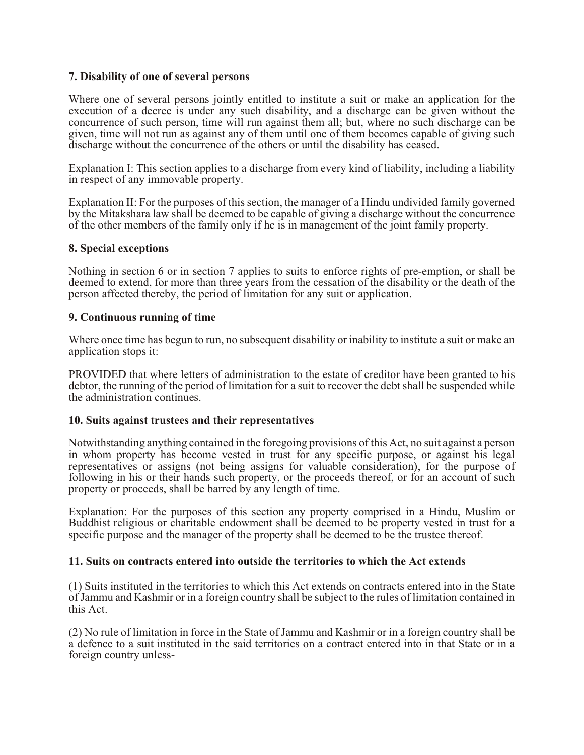### 7. Disability of one of several persons

Where one of several persons jointly entitled to institute a suit or make an application for the execution of a decree is under any such disability, and a discharge can be given without the concurrence of such person, time will run against them all; but, where no such discharge can be given, time will not run as against any of them until one of them becomes capable of giving such discharge without the concurrence of the others or until the disability has ceased.

Explanation I: This section applies to a discharge from every kind of liability, including a liability in respect of any immovable property.

Explanation II: For the purposes of this section, the manager of a Hindu undivided family governed by the Mitakshara law shall be deemed to be capable of giving a discharge without the concurrence of the other members of the family only if he is in management of the joint family property.

### 8. Special exceptions

Nothing in section 6 or in section 7 applies to suits to enforce rights of pre-emption, or shall be deemed to extend, for more than three years from the cessation of the disability or the death of the person affected thereby, the period of limitation for any suit or application.

### 9. Continuous running of time

Where once time has begun to run, no subsequent disability or inability to institute a suit or make an application stops it:

PROVIDED that where letters of administration to the estate of creditor have been granted to his debtor, the running of the period of limitation for a suit to recover the debt shall be suspended while the administration continues.

### 10. Suits against trustees and their representatives

Notwithstanding anything contained in the foregoing provisions of this Act, no suit against a person in whom property has become vested in trust for any specific purpose, or against his legal representatives or assigns (not being assigns for valuable consideration), for the purpose of following in his or their hands such property, or the proceeds thereof, or for an account of such property or proceeds, shall be barred by any length of time.

Explanation: For the purposes of this section any property comprised in a Hindu, Muslim or Buddhist religious or charitable endowment shall be deemed to be property vested in trust for a specific purpose and the manager of the property shall be deemed to be the trustee thereof.

### 11. Suits on contracts entered into outside the territories to which the Act extends

(1) Suits instituted in the territories to which this Act extends on contracts entered into in the State of Jammu and Kashmir or in a foreign country shall be subject to the rules of limitation contained in this Act.

(2) No rule of limitation in force in the State of Jammu and Kashmir or in a foreign country shall be a defence to a suit instituted in the said territories on a contract entered into in that State or in a foreign country unless-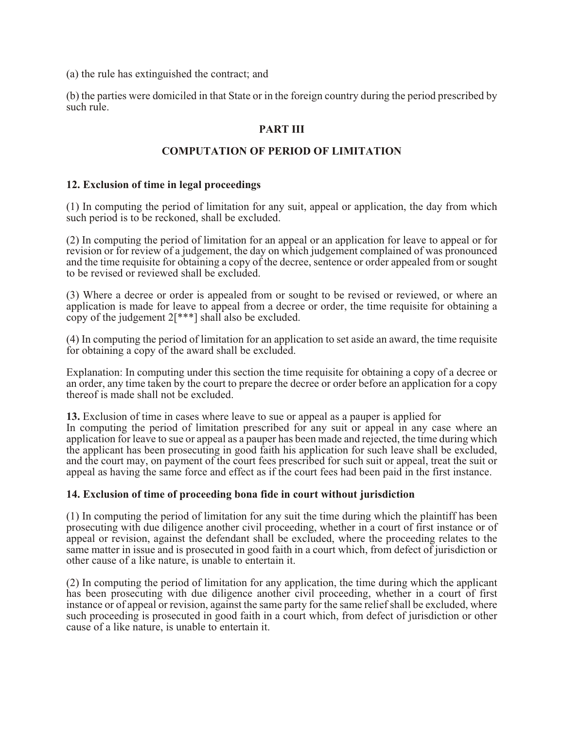(a) the rule has extinguished the contract; and

(b) the parties were domiciled in that State or in the foreign country during the period prescribed by such rule.

## PART III

## COMPUTATION OF PERIOD OF LIMITATION

### 12. Exclusion of time in legal proceedings

(1) In computing the period of limitation for any suit, appeal or application, the day from which such period is to be reckoned, shall be excluded.

(2) In computing the period of limitation for an appeal or an application for leave to appeal or for revision or for review of a judgement, the day on which judgement complained of was pronounced and the time requisite for obtaining a copy of the decree, sentence or order appealed from or sought to be revised or reviewed shall be excluded.

(3) Where a decree or order is appealed from or sought to be revised or reviewed, or where an application is made for leave to appeal from a decree or order, the time requisite for obtaining a copy of the judgement 2[***] shall also be excluded.

(4) In computing the period of limitation for an application to set aside an award, the time requisite for obtaining a copy of the award shall be excluded.

Explanation: In computing under this section the time requisite for obtaining a copy of a decree or an order, any time taken by the court to prepare the decree or order before an application for a copy thereof is made shall not be excluded.

**13.** Exclusion of time in cases where leave to sue or appeal as a pauper is applied for
In computing the period of limitation prescribed for any suit or appeal in any case where an application for leave to sue or appeal as a pauper has been made and rejected, the time during which the applicant has been prosecuting in good faith his application for such leave shall be excluded, and the court may, on payment of the court fees prescribed for such suit or appeal, treat the suit or appeal as having the same force and effect as if the court fees had been paid in the first instance.

### 14. Exclusion of time of proceeding bona fide in court without jurisdiction

(1) In computing the period of limitation for any suit the time during which the plaintiff has been prosecuting with due diligence another civil proceeding, whether in a court of first instance or of appeal or revision, against the defendant shall be excluded, where the proceeding relates to the same matter in issue and is prosecuted in good faith in a court which, from defect of jurisdiction or other cause of a like nature, is unable to entertain it.

(2) In computing the period of limitation for any application, the time during which the applicant has been prosecuting with due diligence another civil proceeding, whether in a court of first instance or of appeal or revision, against the same party for the same relief shall be excluded, where such proceeding is prosecuted in good faith in a court which, from defect of jurisdiction or other cause of a like nature, is unable to entertain it.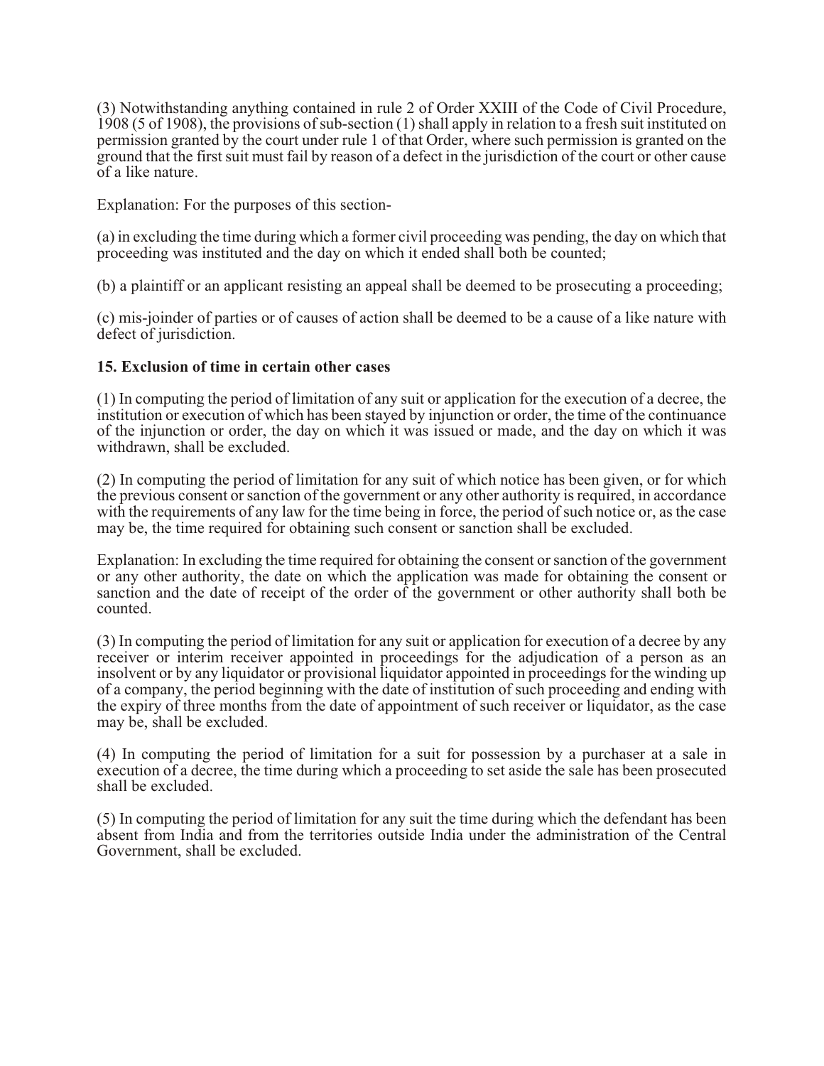(3) Notwithstanding anything contained in rule 2 of Order XXIII of the Code of Civil Procedure, 1908 (5 of 1908), the provisions of sub-section (1) shall apply in relation to a fresh suit instituted on permission granted by the court under rule 1 of that Order, where such permission is granted on the ground that the first suit must fail by reason of a defect in the jurisdiction of the court or other cause of a like nature.

Explanation: For the purposes of this section-

(a) in excluding the time during which a former civil proceeding was pending, the day on which that proceeding was instituted and the day on which it ended shall both be counted;

(b) a plaintiff or an applicant resisting an appeal shall be deemed to be prosecuting a proceeding;

(c) mis-joinder of parties or of causes of action shall be deemed to be a cause of a like nature with defect of jurisdiction.

### 15. Exclusion of time in certain other cases

(1) In computing the period of limitation of any suit or application for the execution of a decree, the institution or execution of which has been stayed by injunction or order, the time of the continuance of the injunction or order, the day on which it was issued or made, and the day on which it was withdrawn, shall be excluded.

(2) In computing the period of limitation for any suit of which notice has been given, or for which the previous consent or sanction of the government or any other authority is required, in accordance with the requirements of any law for the time being in force, the period of such notice or, as the case may be, the time required for obtaining such consent or sanction shall be excluded.

Explanation: In excluding the time required for obtaining the consent or sanction of the government or any other authority, the date on which the application was made for obtaining the consent or sanction and the date of receipt of the order of the government or other authority shall both be counted.

(3) In computing the period of limitation for any suit or application for execution of a decree by any receiver or interim receiver appointed in proceedings for the adjudication of a person as an insolvent or by any liquidator or provisional liquidator appointed in proceedings for the winding up of a company, the period beginning with the date of institution of such proceeding and ending with the expiry of three months from the date of appointment of such receiver or liquidator, as the case may be, shall be excluded.

(4) In computing the period of limitation for a suit for possession by a purchaser at a sale in execution of a decree, the time during which a proceeding to set aside the sale has been prosecuted shall be excluded.

(5) In computing the period of limitation for any suit the time during which the defendant has been absent from India and from the territories outside India under the administration of the Central Government, shall be excluded.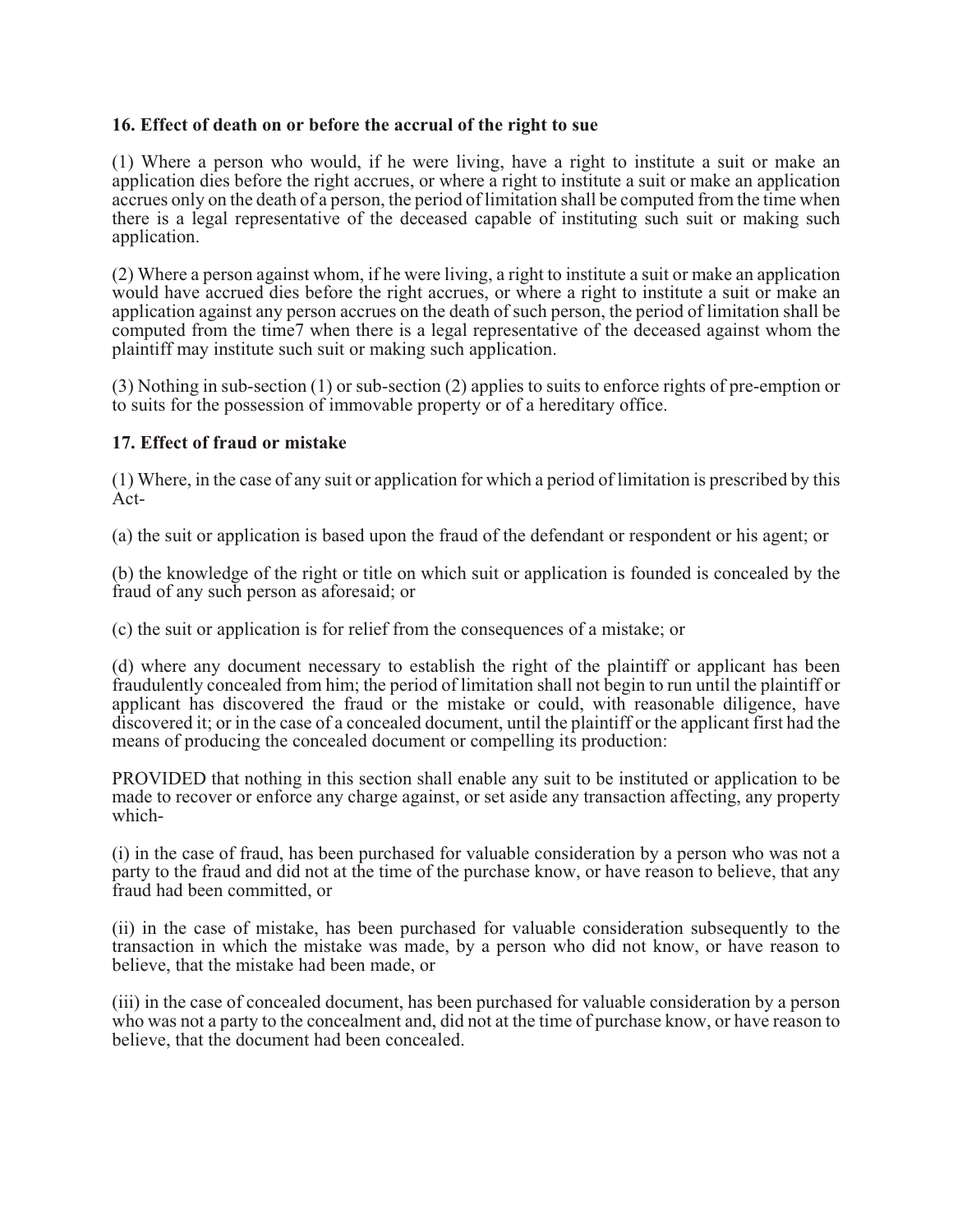### 16. Effect of death on or before the accrual of the right to sue

(1) Where a person who would, if he were living, have a right to institute a suit or make an application dies before the right accrues, or where a right to institute a suit or make an application accrues only on the death of a person, the period of limitation shall be computed from the time when there is a legal representative of the deceased capable of instituting such suit or making such application.

(2) Where a person against whom, if he were living, a right to institute a suit or make an application would have accrued dies before the right accrues, or where a right to institute a suit or make an application against any person accrues on the death of such person, the period of limitation shall be computed from the time7 when there is a legal representative of the deceased against whom the plaintiff may institute such suit or making such application.

(3) Nothing in sub-section (1) or sub-section (2) applies to suits to enforce rights of pre-emption or to suits for the possession of immovable property or of a hereditary office.

### 17. Effect of fraud or mistake

(1) Where, in the case of any suit or application for which a period of limitation is prescribed by this Act-

(a) the suit or application is based upon the fraud of the defendant or respondent or his agent; or

(b) the knowledge of the right or title on which suit or application is founded is concealed by the fraud of any such person as aforesaid; or

(c) the suit or application is for relief from the consequences of a mistake; or

(d) where any document necessary to establish the right of the plaintiff or applicant has been fraudulently concealed from him; the period of limitation shall not begin to run until the plaintiff or applicant has discovered the fraud or the mistake or could, with reasonable diligence, have discovered it; or in the case of a concealed document, until the plaintiff or the applicant first had the means of producing the concealed document or compelling its production:

PROVIDED that nothing in this section shall enable any suit to be instituted or application to be made to recover or enforce any charge against, or set aside any transaction affecting, any property which-

(i) in the case of fraud, has been purchased for valuable consideration by a person who was not a party to the fraud and did not at the time of the purchase know, or have reason to believe, that any fraud had been committed, or

(ii) in the case of mistake, has been purchased for valuable consideration subsequently to the transaction in which the mistake was made, by a person who did not know, or have reason to believe, that the mistake had been made, or

(iii) in the case of concealed document, has been purchased for valuable consideration by a person who was not a party to the concealment and, did not at the time of purchase know, or have reason to believe, that the document had been concealed.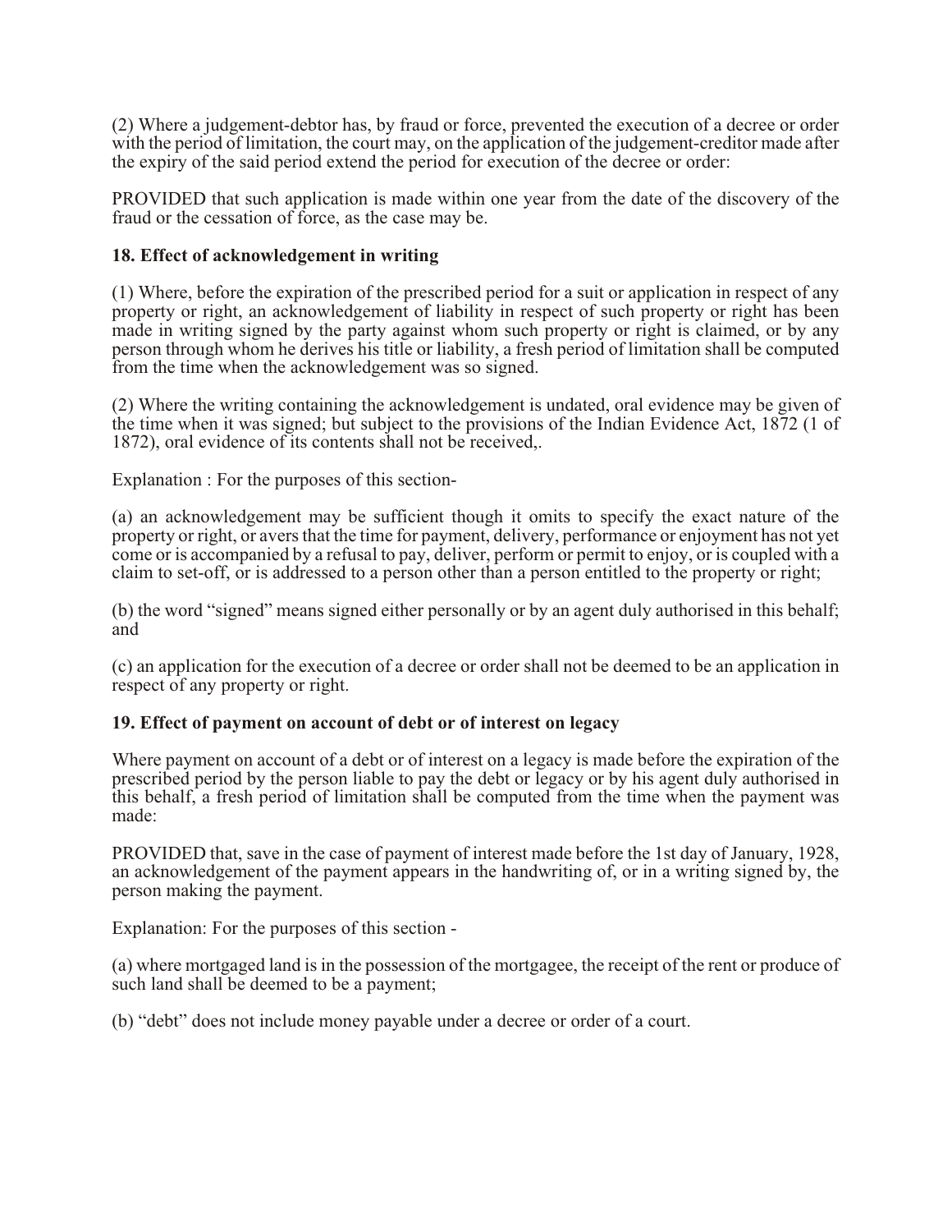(2) Where a judgement-debtor has, by fraud or force, prevented the execution of a decree or order with the period of limitation, the court may, on the application of the judgement-creditor made after the expiry of the said period extend the period for execution of the decree or order:

PROVIDED that such application is made within one year from the date of the discovery of the fraud or the cessation of force, as the case may be.

### 18. Effect of acknowledgement in writing

(1) Where, before the expiration of the prescribed period for a suit or application in respect of any property or right, an acknowledgement of liability in respect of such property or right has been made in writing signed by the party against whom such property or right is claimed, or by any person through whom he derives his title or liability, a fresh period of limitation shall be computed from the time when the acknowledgement was so signed.

(2) Where the writing containing the acknowledgement is undated, oral evidence may be given of the time when it was signed; but subject to the provisions of the Indian Evidence Act, 1872 (1 of 1872), oral evidence of its contents shall not be received,.

Explanation : For the purposes of this section-

(a) an acknowledgement may be sufficient though it omits to specify the exact nature of the property or right, or avers that the time for payment, delivery, performance or enjoyment has not yet come or is accompanied by a refusal to pay, deliver, perform or permit to enjoy, or is coupled with a claim to set-off, or is addressed to a person other than a person entitled to the property or right;

(b) the word "signed" means signed either personally or by an agent duly authorised in this behalf; and

(c) an application for the execution of a decree or order shall not be deemed to be an application in respect of any property or right.

### 19. Effect of payment on account of debt or of interest on legacy

Where payment on account of a debt or of interest on a legacy is made before the expiration of the prescribed period by the person liable to pay the debt or legacy or by his agent duly authorised in this behalf, a fresh period of limitation shall be computed from the time when the payment was made:

PROVIDED that, save in the case of payment of interest made before the 1st day of January, 1928, an acknowledgement of the payment appears in the handwriting of, or in a writing signed by, the person making the payment.

Explanation: For the purposes of this section -

(a) where mortgaged land is in the possession of the mortgagee, the receipt of the rent or produce of such land shall be deemed to be a payment;

(b) "debt" does not include money payable under a decree or order of a court.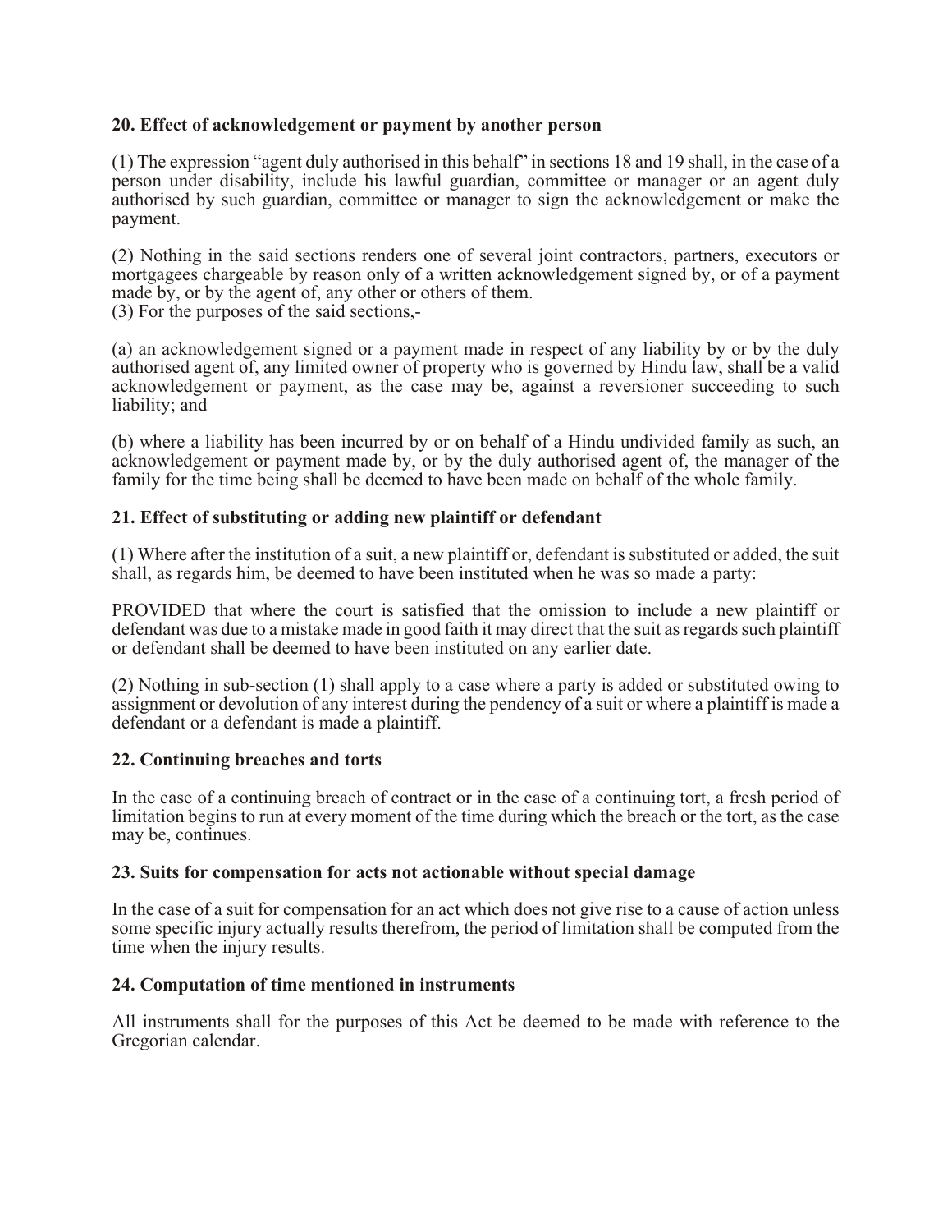### 20. Effect of acknowledgement or payment by another person

(1) The expression "agent duly authorised in this behalf" in sections 18 and 19 shall, in the case of a person under disability, include his lawful guardian, committee or manager or an agent duly authorised by such guardian, committee or manager to sign the acknowledgement or make the payment.

(2) Nothing in the said sections renders one of several joint contractors, partners, executors or mortgagees chargeable by reason only of a written acknowledgement signed by, or of a payment made by, or by the agent of, any other or others of them.

(3) For the purposes of the said sections,-

(a) an acknowledgement signed or a payment made in respect of any liability by or by the duly authorised agent of, any limited owner of property who is governed by Hindu law, shall be a valid acknowledgement or payment, as the case may be, against a reversioner succeeding to such liability; and

(b) where a liability has been incurred by or on behalf of a Hindu undivided family as such, an acknowledgement or payment made by, or by the duly authorised agent of, the manager of the family for the time being shall be deemed to have been made on behalf of the whole family.

### 21. Effect of substituting or adding new plaintiff or defendant

(1) Where after the institution of a suit, a new plaintiff or, defendant is substituted or added, the suit shall, as regards him, be deemed to have been instituted when he was so made a party:

PROVIDED that where the court is satisfied that the omission to include a new plaintiff or defendant was due to a mistake made in good faith it may direct that the suit as regards such plaintiff or defendant shall be deemed to have been instituted on any earlier date.

(2) Nothing in sub-section (1) shall apply to a case where a party is added or substituted owing to assignment or devolution of any interest during the pendency of a suit or where a plaintiff is made a defendant or a defendant is made a plaintiff.

### 22. Continuing breaches and torts

In the case of a continuing breach of contract or in the case of a continuing tort, a fresh period of limitation begins to run at every moment of the time during which the breach or the tort, as the case may be, continues.

### 23. Suits for compensation for acts not actionable without special damage

In the case of a suit for compensation for an act which does not give rise to a cause of action unless some specific injury actually results therefrom, the period of limitation shall be computed from the time when the injury results.

### 24. Computation of time mentioned in instruments

All instruments shall for the purposes of this Act be deemed to be made with reference to the Gregorian calendar.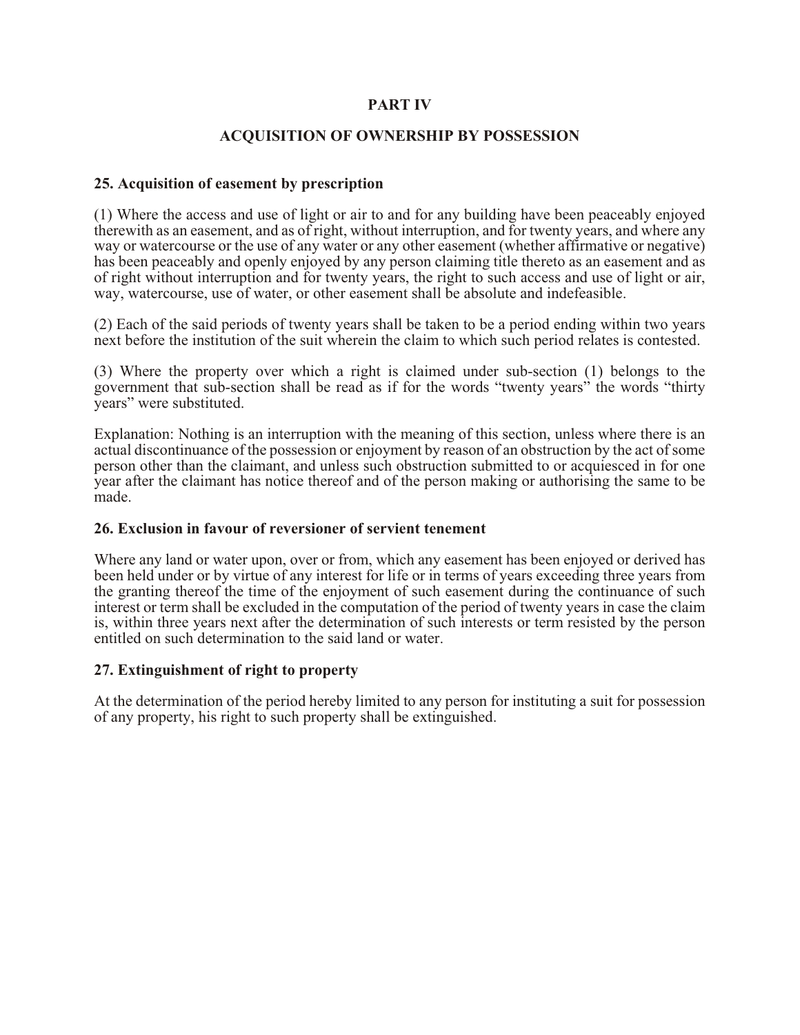## PART IV

## ACQUISITION OF OWNERSHIP BY POSSESSION

### 25. Acquisition of easement by prescription

(1) Where the access and use of light or air to and for any building have been peaceably enjoyed therewith as an easement, and as of right, without interruption, and for twenty years, and where any way or watercourse or the use of any water or any other easement (whether affirmative or negative) has been peaceably and openly enjoyed by any person claiming title thereto as an easement and as of right without interruption and for twenty years, the right to such access and use of light or air, way, watercourse, use of water, or other easement shall be absolute and indefeasible.

(2) Each of the said periods of twenty years shall be taken to be a period ending within two years next before the institution of the suit wherein the claim to which such period relates is contested.

(3) Where the property over which a right is claimed under sub-section (1) belongs to the government that sub-section shall be read as if for the words "twenty years" the words "thirty years" were substituted.

Explanation: Nothing is an interruption with the meaning of this section, unless where there is an actual discontinuance of the possession or enjoyment by reason of an obstruction by the act of some person other than the claimant, and unless such obstruction submitted to or acquiesced in for one year after the claimant has notice thereof and of the person making or authorising the same to be made.

### 26. Exclusion in favour of reversioner of servient tenement

Where any land or water upon, over or from, which any easement has been enjoyed or derived has been held under or by virtue of any interest for life or in terms of years exceeding three years from the granting thereof the time of the enjoyment of such easement during the continuance of such interest or term shall be excluded in the computation of the period of twenty years in case the claim is, within three years next after the determination of such interests or term resisted by the person entitled on such determination to the said land or water.

### 27. Extinguishment of right to property

At the determination of the period hereby limited to any person for instituting a suit for possession of any property, his right to such property shall be extinguished.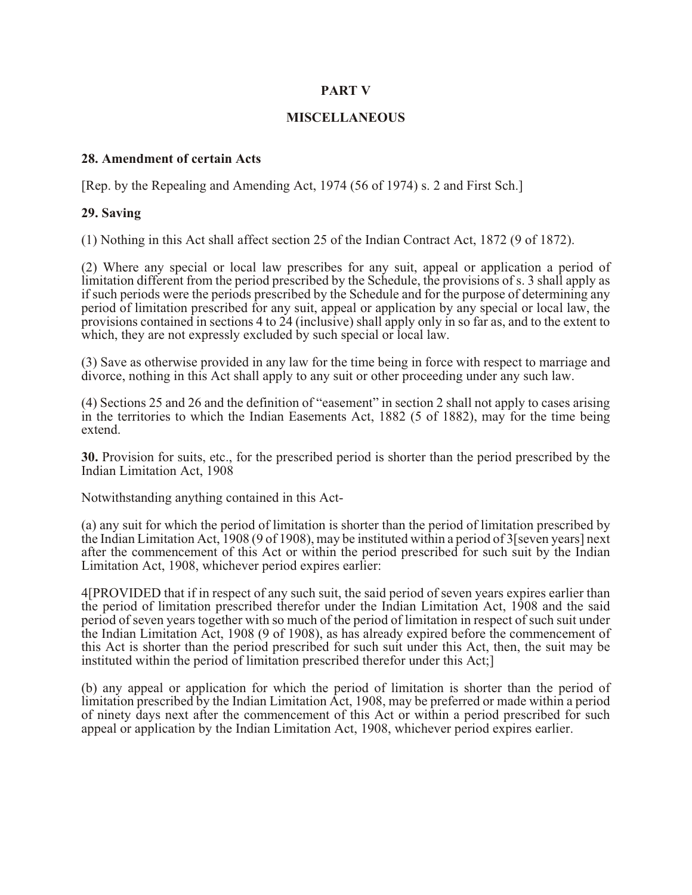## PART V

## MISCELLANEOUS

### 28. Amendment of certain Acts

[Rep. by the Repealing and Amending Act, 1974 (56 of 1974) s. 2 and First Sch.]

### 29. Saving

(1) Nothing in this Act shall affect section 25 of the Indian Contract Act, 1872 (9 of 1872).

(2) Where any special or local law prescribes for any suit, appeal or application a period of limitation different from the period prescribed by the Schedule, the provisions of s. 3 shall apply as if such periods were the periods prescribed by the Schedule and for the purpose of determining any period of limitation prescribed for any suit, appeal or application by any special or local law, the provisions contained in sections 4 to 24 (inclusive) shall apply only in so far as, and to the extent to which, they are not expressly excluded by such special or local law.

(3) Save as otherwise provided in any law for the time being in force with respect to marriage and divorce, nothing in this Act shall apply to any suit or other proceeding under any such law.

(4) Sections 25 and 26 and the definition of "easement" in section 2 shall not apply to cases arising in the territories to which the Indian Easements Act, 1882 (5 of 1882), may for the time being extend.

**30.** Provision for suits, etc., for the prescribed period is shorter than the period prescribed by the Indian Limitation Act, 1908

Notwithstanding anything contained in this Act-

(a) any suit for which the period of limitation is shorter than the period of limitation prescribed by the Indian Limitation Act, 1908 (9 of 1908), may be instituted within a period of 3[seven years] next after the commencement of this Act or within the period prescribed for such suit by the Indian Limitation Act, 1908, whichever period expires earlier:

4[PROVIDED that if in respect of any such suit, the said period of seven years expires earlier than the period of limitation prescribed therefor under the Indian Limitation Act, 1908 and the said period of seven years together with so much of the period of limitation in respect of such suit under the Indian Limitation Act, 1908 (9 of 1908), as has already expired before the commencement of this Act is shorter than the period prescribed for such suit under this Act, then, the suit may be instituted within the period of limitation prescribed therefor under this Act;]

(b) any appeal or application for which the period of limitation is shorter than the period of limitation prescribed by the Indian Limitation Act, 1908, may be preferred or made within a period of ninety days next after the commencement of this Act or within a period prescribed for such appeal or application by the Indian Limitation Act, 1908, whichever period expires earlier.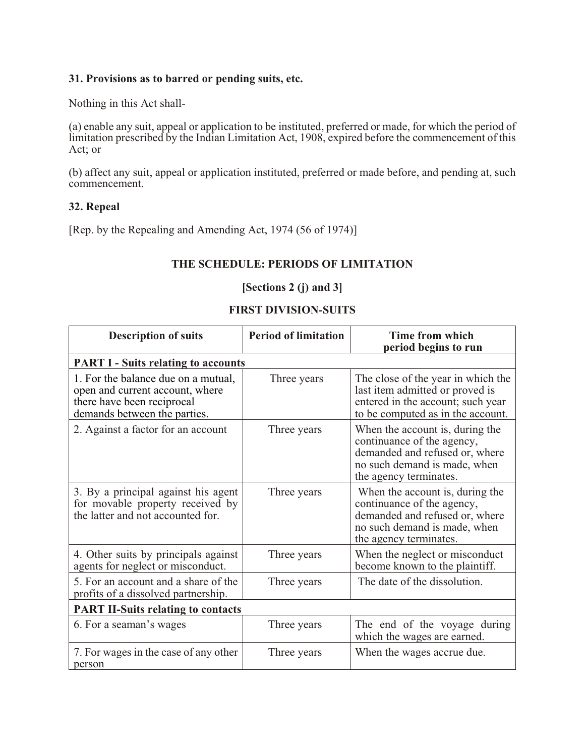### 31. Provisions as to barred or pending suits, etc.

Nothing in this Act shall-

(a) enable any suit, appeal or application to be instituted, preferred or made, for which the period of limitation prescribed by the Indian Limitation Act, 1908, expired before the commencement of this Act; or

(b) affect any suit, appeal or application instituted, preferred or made before, and pending at, such commencement.

### 32. Repeal

[Rep. by the Repealing and Amending Act, 1974 (56 of 1974)]

## THE SCHEDULE: PERIODS OF LIMITATION

### [Sections 2 (j) and 3]

### FIRST DIVISION-SUITS

| Description of suits | Period of limitation | Time from which period begins to run |
|---|---|---|
| **PART I - Suits relating to accounts** | | |
| 1. For the balance due on a mutual, open and current account, where there have been reciprocal demands between the parties. | Three years | The close of the year in which the last item admitted or proved is entered in the account; such year to be computed as in the account. |
| 2. Against a factor for an account | Three years | When the account is, during the continuance of the agency, demanded and refused or, where no such demand is made, when the agency terminates. |
| 3. By a principal against his agent for movable property received by the latter and not accounted for. | Three years | When the account is, during the continuance of the agency, demanded and refused or, where no such demand is made, when the agency terminates. |
| 4. Other suits by principals against agents for neglect or misconduct. | Three years | When the neglect or misconduct become known to the plaintiff. |
| 5. For an account and a share of the profits of a dissolved partnership. | Three years | The date of the dissolution. |
| **PART II-Suits relating to contacts** | | |
| 6. For a seaman's wages | Three years | The end of the voyage during which the wages are earned. |
| 7. For wages in the case of any other person | Three years | When the wages accrue due. |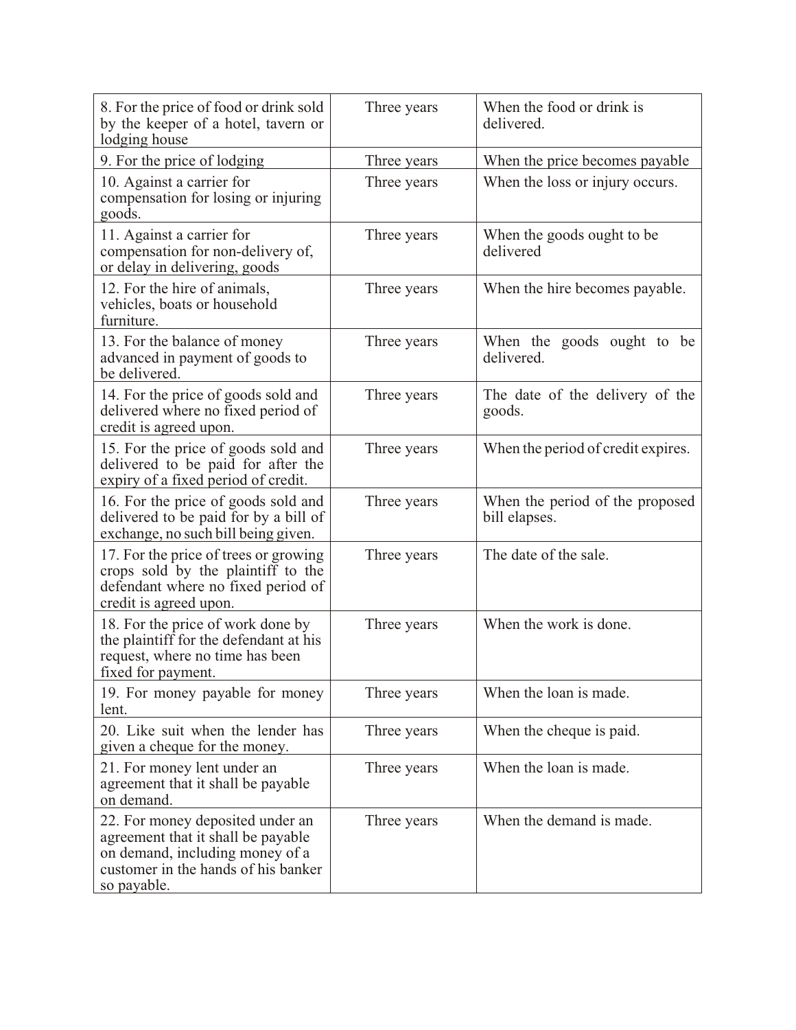| | | |
|---|---|---|
| 8. For the price of food or drink sold by the keeper of a hotel, tavern or lodging house | Three years | When the food or drink is delivered. |
| 9. For the price of lodging | Three years | When the price becomes payable |
| 10. Against a carrier for compensation for losing or injuring goods. | Three years | When the loss or injury occurs. |
| 11. Against a carrier for compensation for non-delivery of, or delay in delivering, goods | Three years | When the goods ought to be delivered |
| 12. For the hire of animals, vehicles, boats or household furniture. | Three years | When the hire becomes payable. |
| 13. For the balance of money advanced in payment of goods to be delivered. | Three years | When the goods ought to be delivered. |
| 14. For the price of goods sold and delivered where no fixed period of credit is agreed upon. | Three years | The date of the delivery of the goods. |
| 15. For the price of goods sold and delivered to be paid for after the expiry of a fixed period of credit. | Three years | When the period of credit expires. |
| 16. For the price of goods sold and delivered to be paid for by a bill of exchange, no such bill being given. | Three years | When the period of the proposed bill elapses. |
| 17. For the price of trees or growing crops sold by the plaintiff to the defendant where no fixed period of credit is agreed upon. | Three years | The date of the sale. |
| 18. For the price of work done by the plaintiff for the defendant at his request, where no time has been fixed for payment. | Three years | When the work is done. |
| 19. For money payable for money lent. | Three years | When the loan is made. |
| 20. Like suit when the lender has given a cheque for the money. | Three years | When the cheque is paid. |
| 21. For money lent under an agreement that it shall be payable on demand. | Three years | When the loan is made. |
| 22. For money deposited under an agreement that it shall be payable on demand, including money of a customer in the hands of his banker so payable. | Three years | When the demand is made. |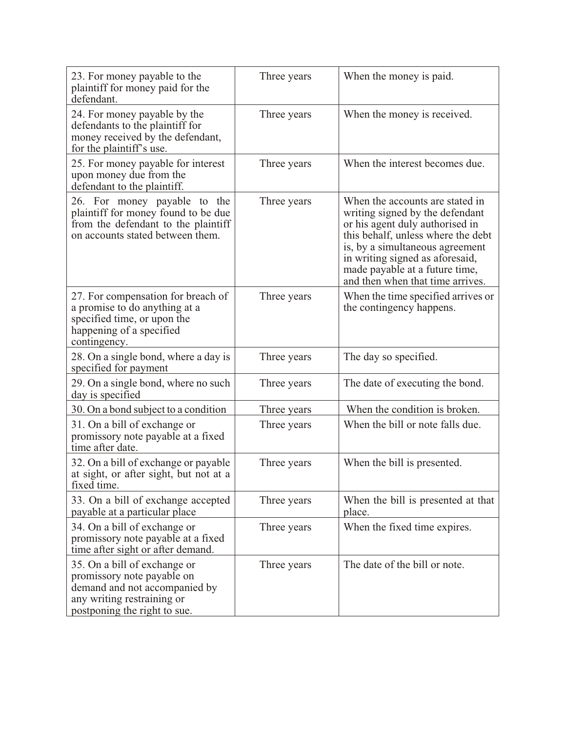| | | |
|---|---|---|
| 23. For money payable to the plaintiff for money paid for the defendant. | Three years | When the money is paid. |
| 24. For money payable by the defendants to the plaintiff for money received by the defendant, for the plaintiff's use. | Three years | When the money is received. |
| 25. For money payable for interest upon money due from the defendant to the plaintiff. | Three years | When the interest becomes due. |
| 26. For money payable to the plaintiff for money found to be due from the defendant to the plaintiff on accounts stated between them. | Three years | When the accounts are stated in writing signed by the defendant or his agent duly authorised in this behalf, unless where the debt is, by a simultaneous agreement in writing signed as aforesaid, made payable at a future time, and then when that time arrives. |
| 27. For compensation for breach of a promise to do anything at a specified time, or upon the happening of a specified contingency. | Three years | When the time specified arrives or the contingency happens. |
| 28. On a single bond, where a day is specified for payment | Three years | The day so specified. |
| 29. On a single bond, where no such day is specified | Three years | The date of executing the bond. |
| 30. On a bond subject to a condition | Three years | When the condition is broken. |
| 31. On a bill of exchange or promissory note payable at a fixed time after date. | Three years | When the bill or note falls due. |
| 32. On a bill of exchange or payable at sight, or after sight, but not at a fixed time. | Three years | When the bill is presented. |
| 33. On a bill of exchange accepted payable at a particular place | Three years | When the bill is presented at that place. |
| 34. On a bill of exchange or promissory note payable at a fixed time after sight or after demand. | Three years | When the fixed time expires. |
| 35. On a bill of exchange or promissory note payable on demand and not accompanied by any writing restraining or postponing the right to sue. | Three years | The date of the bill or note. |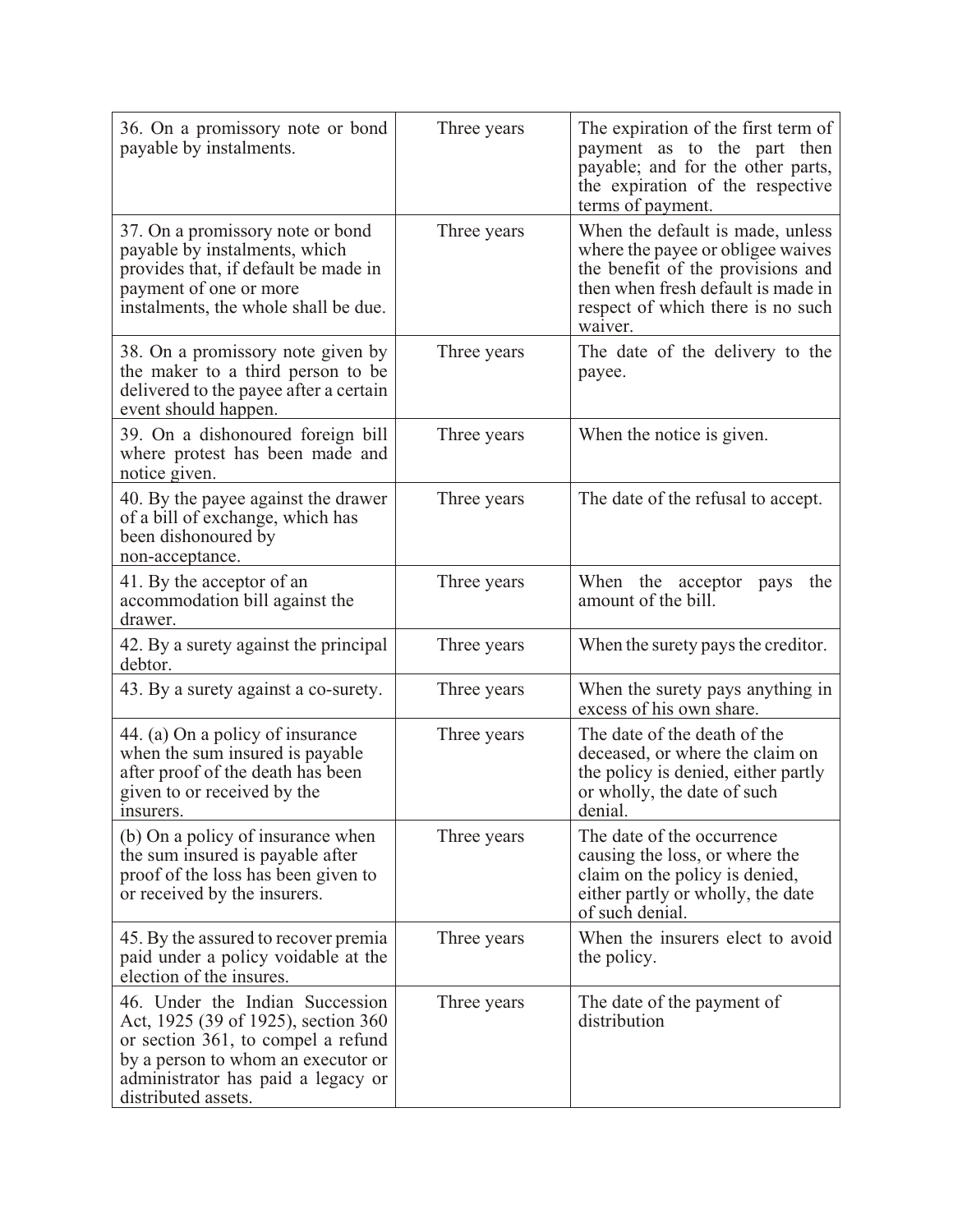| | | |
|---|---|---|
| 36. On a promissory note or bond payable by instalments. | Three years | The expiration of the first term of payment as to the part then payable; and for the other parts, the expiration of the respective terms of payment. |
| 37. On a promissory note or bond payable by instalments, which provides that, if default be made in payment of one or more instalments, the whole shall be due. | Three years | When the default is made, unless where the payee or obligee waives the benefit of the provisions and then when fresh default is made in respect of which there is no such waiver. |
| 38. On a promissory note given by the maker to a third person to be delivered to the payee after a certain event should happen. | Three years | The date of the delivery to the payee. |
| 39. On a dishonoured foreign bill where protest has been made and notice given. | Three years | When the notice is given. |
| 40. By the payee against the drawer of a bill of exchange, which has been dishonoured by non-acceptance. | Three years | The date of the refusal to accept. |
| 41. By the acceptor of an accommodation bill against the drawer. | Three years | When the acceptor pays the amount of the bill. |
| 42. By a surety against the principal debtor. | Three years | When the surety pays the creditor. |
| 43. By a surety against a co-surety. | Three years | When the surety pays anything in excess of his own share. |
| 44. (a) On a policy of insurance when the sum insured is payable after proof of the death has been given to or received by the insurers. | Three years | The date of the death of the deceased, or where the claim on the policy is denied, either partly or wholly, the date of such denial. |
| (b) On a policy of insurance when the sum insured is payable after proof of the loss has been given to or received by the insurers. | Three years | The date of the occurrence causing the loss, or where the claim on the policy is denied, either partly or wholly, the date of such denial. |
| 45. By the assured to recover premia paid under a policy voidable at the election of the insures. | Three years | When the insurers elect to avoid the policy. |
| 46. Under the Indian Succession Act, 1925 (39 of 1925), section 360 or section 361, to compel a refund by a person to whom an executor or administrator has paid a legacy or distributed assets. | Three years | The date of the payment of distribution |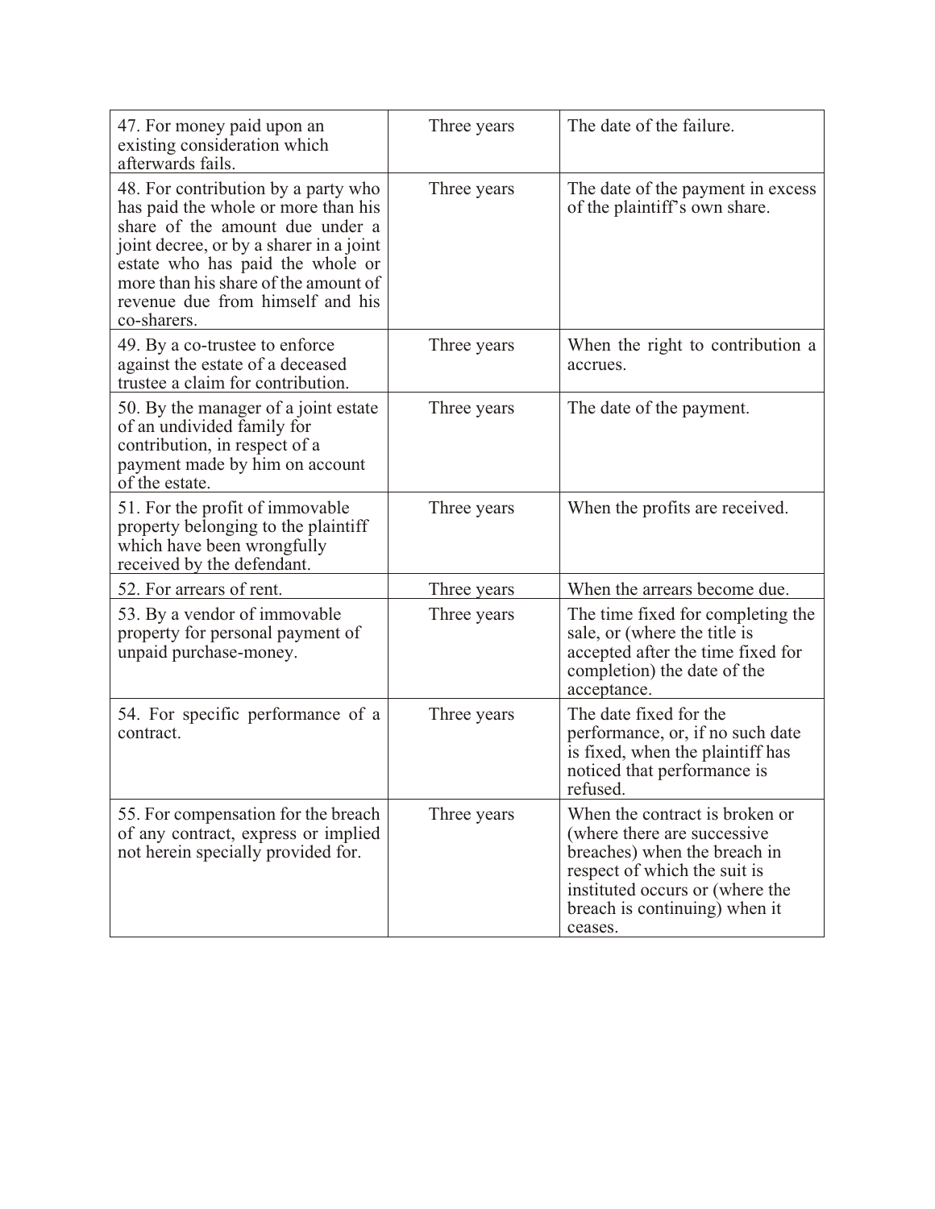| 47. For money paid upon an existing consideration which afterwards fails. | Three years | The date of the failure. |
|---|---|---|
| 48. For contribution by a party who has paid the whole or more than his share of the amount due under a joint decree, or by a sharer in a joint estate who has paid the whole or more than his share of the amount of revenue due from himself and his co-sharers. | Three years | The date of the payment in excess of the plaintiff's own share. |
| 49. By a co-trustee to enforce against the estate of a deceased trustee a claim for contribution. | Three years | When the right to contribution a accrues. |
| 50. By the manager of a joint estate of an undivided family for contribution, in respect of a payment made by him on account of the estate. | Three years | The date of the payment. |
| 51. For the profit of immovable property belonging to the plaintiff which have been wrongfully received by the defendant. | Three years | When the profits are received. |
| 52. For arrears of rent. | Three years | When the arrears become due. |
| 53. By a vendor of immovable property for personal payment of unpaid purchase-money. | Three years | The time fixed for completing the sale, or (where the title is accepted after the time fixed for completion) the date of the acceptance. |
| 54. For specific performance of a contract. | Three years | The date fixed for the performance, or, if no such date is fixed, when the plaintiff has noticed that performance is refused. |
| 55. For compensation for the breach of any contract, express or implied not herein specially provided for. | Three years | When the contract is broken or (where there are successive breaches) when the breach in respect of which the suit is instituted occurs or (where the breach is continuing) when it ceases. |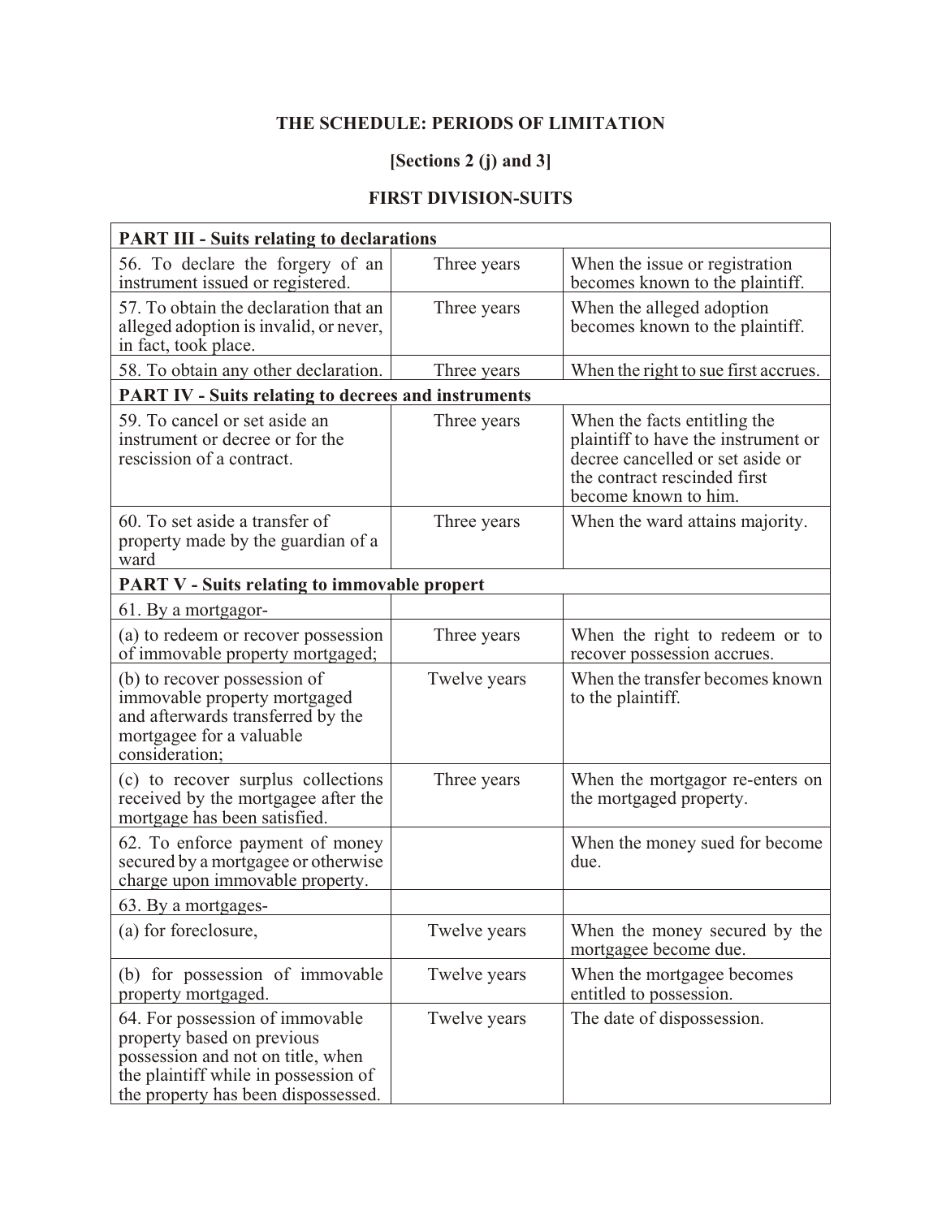**THE SCHEDULE: PERIODS OF LIMITATION**

**[Sections 2 (j) and 3]**

**FIRST DIVISION-SUITS**

| **PART III - Suits relating to declarations** | | |
|---|---|---|
| 56. To declare the forgery of an instrument issued or registered. | Three years | When the issue or registration becomes known to the plaintiff. |
| 57. To obtain the declaration that an alleged adoption is invalid, or never, in fact, took place. | Three years | When the alleged adoption becomes known to the plaintiff. |
| 58. To obtain any other declaration. | Three years | When the right to sue first accrues. |
| **PART IV - Suits relating to decrees and instruments** | | |
| 59. To cancel or set aside an instrument or decree or for the rescission of a contract. | Three years | When the facts entitling the plaintiff to have the instrument or decree cancelled or set aside or the contract rescinded first become known to him. |
| 60. To set aside a transfer of property made by the guardian of a ward | Three years | When the ward attains majority. |
| **PART V - Suits relating to immovable propert** | | |
| 61. By a mortgagor- | | |
| (a) to redeem or recover possession of immovable property mortgaged; | Three years | When the right to redeem or to recover possession accrues. |
| (b) to recover possession of immovable property mortgaged and afterwards transferred by the mortgagee for a valuable consideration; | Twelve years | When the transfer becomes known to the plaintiff. |
| (c) to recover surplus collections received by the mortgagee after the mortgage has been satisfied. | Three years | When the mortgagor re-enters on the mortgaged property. |
| 62. To enforce payment of money secured by a mortgagee or otherwise charge upon immovable property. | | When the money sued for become due. |
| 63. By a mortgages- | | |
| (a) for foreclosure, | Twelve years | When the money secured by the mortgagee become due. |
| (b) for possession of immovable property mortgaged. | Twelve years | When the mortgagee becomes entitled to possession. |
| 64. For possession of immovable property based on previous possession and not on title, when the plaintiff while in possession of the property has been dispossessed. | Twelve years | The date of dispossession. |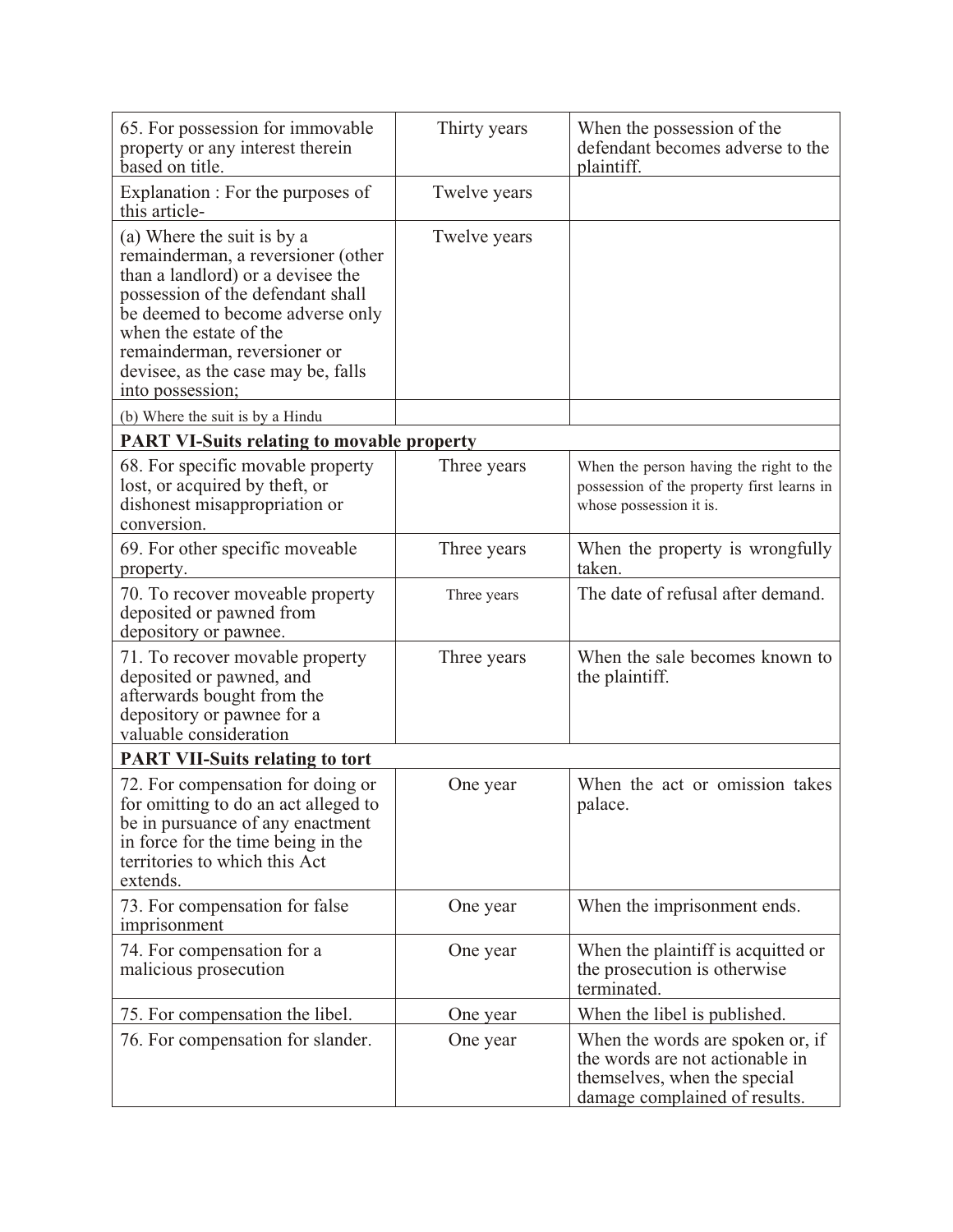| | | |
|---|---|---|
| 65. For possession for immovable property or any interest therein based on title. | Thirty years | When the possession of the defendant becomes adverse to the plaintiff. |
| Explanation : For the purposes of this article- | Twelve years | |
| (a) Where the suit is by a remainderman, a reversioner (other than a landlord) or a devisee the possession of the defendant shall be deemed to become adverse only when the estate of the remainderman, reversioner or devisee, as the case may be, falls into possession; | Twelve years | |
| (b) Where the suit is by a Hindu | | |
| **PART VI-Suits relating to movable property** | | |
| 68. For specific movable property lost, or acquired by theft, or dishonest misappropriation or conversion. | Three years | When the person having the right to the possession of the property first learns in whose possession it is. |
| 69. For other specific moveable property. | Three years | When the property is wrongfully taken. |
| 70. To recover moveable property deposited or pawned from depository or pawnee. | Three years | The date of refusal after demand. |
| 71. To recover movable property deposited or pawned, and afterwards bought from the depository or pawnee for a valuable consideration | Three years | When the sale becomes known to the plaintiff. |
| **PART VII-Suits relating to tort** | | |
| 72. For compensation for doing or for omitting to do an act alleged to be in pursuance of any enactment in force for the time being in the territories to which this Act extends. | One year | When the act or omission takes palace. |
| 73. For compensation for false imprisonment | One year | When the imprisonment ends. |
| 74. For compensation for a malicious prosecution | One year | When the plaintiff is acquitted or the prosecution is otherwise terminated. |
| 75. For compensation the libel. | One year | When the libel is published. |
| 76. For compensation for slander. | One year | When the words are spoken or, if the words are not actionable in themselves, when the special damage complained of results. |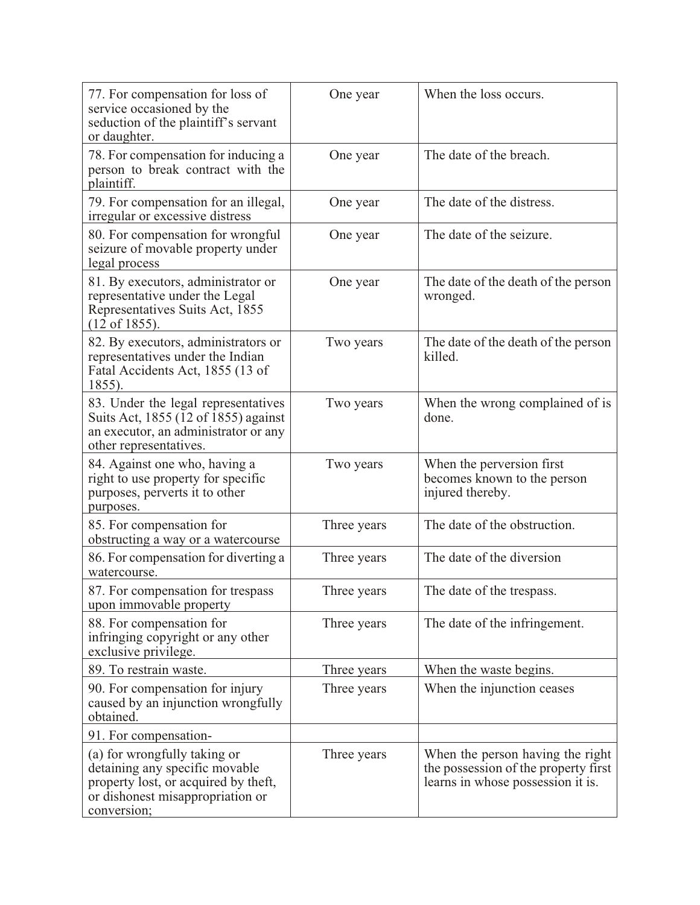| | | |
|---|---|---|
| 77. For compensation for loss of service occasioned by the seduction of the plaintiff's servant or daughter. | One year | When the loss occurs. |
| 78. For compensation for inducing a person to break contract with the plaintiff. | One year | The date of the breach. |
| 79. For compensation for an illegal, irregular or excessive distress | One year | The date of the distress. |
| 80. For compensation for wrongful seizure of movable property under legal process | One year | The date of the seizure. |
| 81. By executors, administrator or representative under the Legal Representatives Suits Act, 1855 (12 of 1855). | One year | The date of the death of the person wronged. |
| 82. By executors, administrators or representatives under the Indian Fatal Accidents Act, 1855 (13 of 1855). | Two years | The date of the death of the person killed. |
| 83. Under the legal representatives Suits Act, 1855 (12 of 1855) against an executor, an administrator or any other representatives. | Two years | When the wrong complained of is done. |
| 84. Against one who, having a right to use property for specific purposes, perverts it to other purposes. | Two years | When the perversion first becomes known to the person injured thereby. |
| 85. For compensation for obstructing a way or a watercourse | Three years | The date of the obstruction. |
| 86. For compensation for diverting a watercourse. | Three years | The date of the diversion |
| 87. For compensation for trespass upon immovable property | Three years | The date of the trespass. |
| 88. For compensation for infringing copyright or any other exclusive privilege. | Three years | The date of the infringement. |
| 89. To restrain waste. | Three years | When the waste begins. |
| 90. For compensation for injury caused by an injunction wrongfully obtained. | Three years | When the injunction ceases |
| 91. For compensation- | | |
| (a) for wrongfully taking or detaining any specific movable property lost, or acquired by theft, or dishonest misappropriation or conversion; | Three years | When the person having the right the possession of the property first learns in whose possession it is. |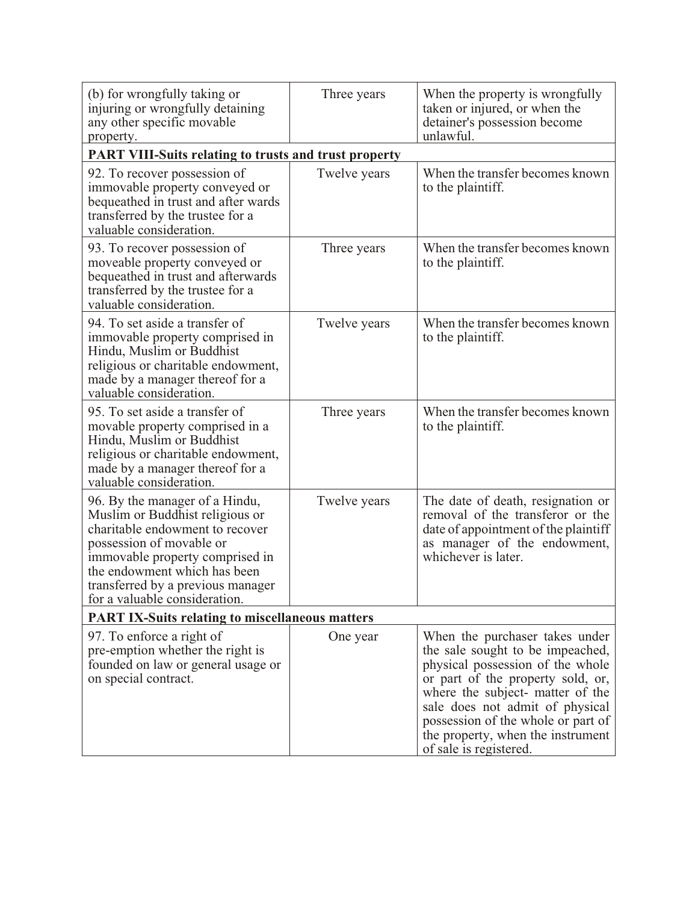| (b) for wrongfully taking or injuring or wrongfully detaining any other specific movable property. | Three years | When the property is wrongfully taken or injured, or when the detainer's possession become unlawful. |
|---|---|---|
| **PART VIII-Suits relating to trusts and trust property** | | |
| 92. To recover possession of immovable property conveyed or bequeathed in trust and after wards transferred by the trustee for a valuable consideration. | Twelve years | When the transfer becomes known to the plaintiff. |
| 93. To recover possession of moveable property conveyed or bequeathed in trust and afterwards transferred by the trustee for a valuable consideration. | Three years | When the transfer becomes known to the plaintiff. |
| 94. To set aside a transfer of immovable property comprised in Hindu, Muslim or Buddhist religious or charitable endowment, made by a manager thereof for a valuable consideration. | Twelve years | When the transfer becomes known to the plaintiff. |
| 95. To set aside a transfer of movable property comprised in a Hindu, Muslim or Buddhist religious or charitable endowment, made by a manager thereof for a valuable consideration. | Three years | When the transfer becomes known to the plaintiff. |
| 96. By the manager of a Hindu, Muslim or Buddhist religious or charitable endowment to recover possession of movable or immovable property comprised in the endowment which has been transferred by a previous manager for a valuable consideration. | Twelve years | The date of death, resignation or removal of the transferor or the date of appointment of the plaintiff as manager of the endowment, whichever is later. |
| **PART IX-Suits relating to miscellaneous matters** | | |
| 97. To enforce a right of pre-emption whether the right is founded on law or general usage or on special contract. | One year | When the purchaser takes under the sale sought to be impeached, physical possession of the whole or part of the property sold, or, where the subject- matter of the sale does not admit of physical possession of the whole or part of the property, when the instrument of sale is registered. |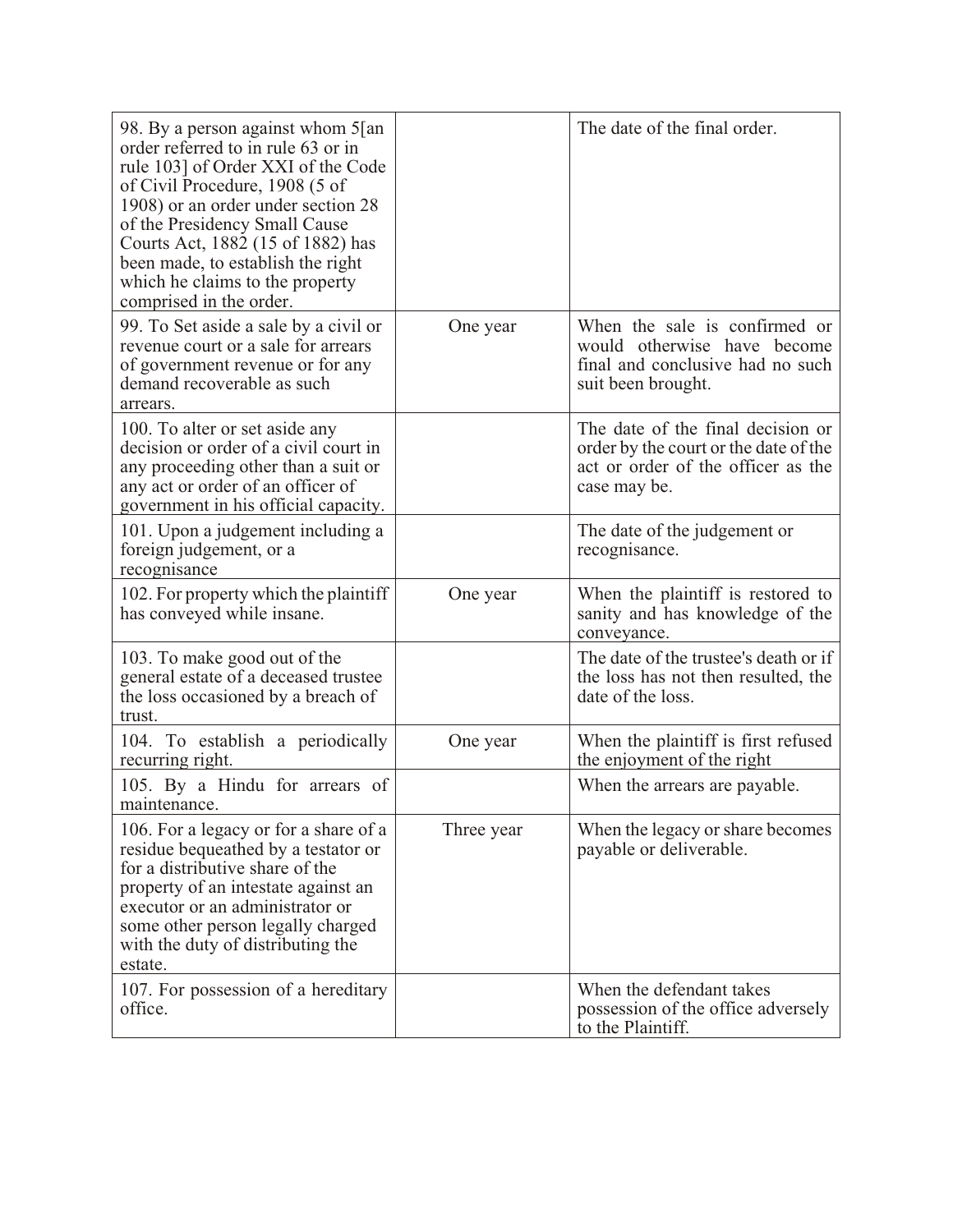| | | |
|---|---|---|
| 98. By a person against whom 5[an order referred to in rule 63 or in rule 103] of Order XXI of the Code of Civil Procedure, 1908 (5 of 1908) or an order under section 28 of the Presidency Small Cause Courts Act, 1882 (15 of 1882) has been made, to establish the right which he claims to the property comprised in the order. | | The date of the final order. |
| 99. To Set aside a sale by a civil or revenue court or a sale for arrears of government revenue or for any demand recoverable as such arrears. | One year | When the sale is confirmed or would otherwise have become final and conclusive had no such suit been brought. |
| 100. To alter or set aside any decision or order of a civil court in any proceeding other than a suit or any act or order of an officer of government in his official capacity. | | The date of the final decision or order by the court or the date of the act or order of the officer as the case may be. |
| 101. Upon a judgement including a foreign judgement, or a recognisance | | The date of the judgement or recognisance. |
| 102. For property which the plaintiff has conveyed while insane. | One year | When the plaintiff is restored to sanity and has knowledge of the conveyance. |
| 103. To make good out of the general estate of a deceased trustee the loss occasioned by a breach of trust. | | The date of the trustee's death or if the loss has not then resulted, the date of the loss. |
| 104. To establish a periodically recurring right. | One year | When the plaintiff is first refused the enjoyment of the right |
| 105. By a Hindu for arrears of maintenance. | | When the arrears are payable. |
| 106. For a legacy or for a share of a residue bequeathed by a testator or for a distributive share of the property of an intestate against an executor or an administrator or some other person legally charged with the duty of distributing the estate. | Three year | When the legacy or share becomes payable or deliverable. |
| 107. For possession of a hereditary office. | | When the defendant takes possession of the office adversely to the Plaintiff. |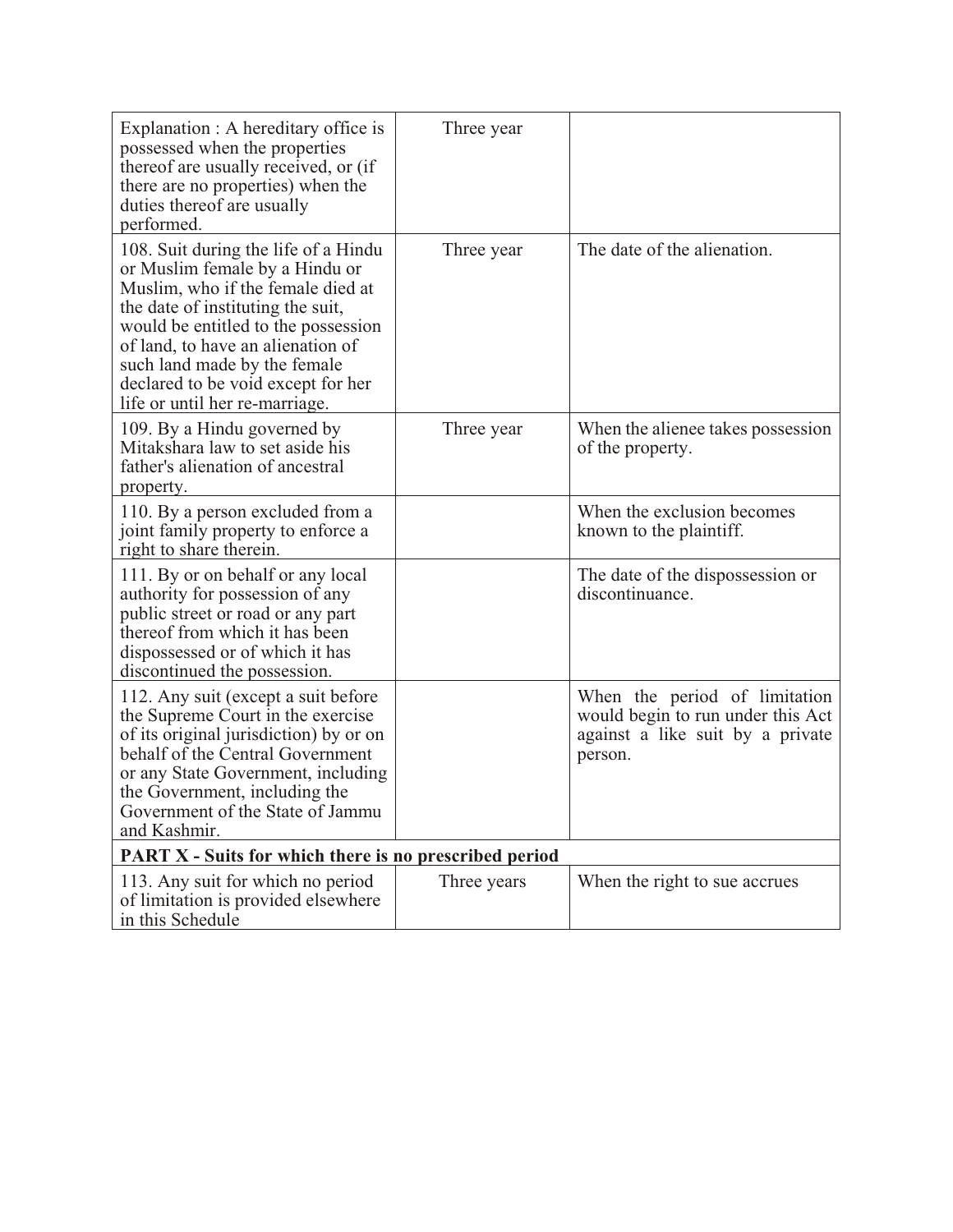| | | |
|---|---|---|
| Explanation : A hereditary office is possessed when the properties thereof are usually received, or (if there are no properties) when the duties thereof are usually performed. | Three year | |
| 108. Suit during the life of a Hindu or Muslim female by a Hindu or Muslim, who if the female died at the date of instituting the suit, would be entitled to the possession of land, to have an alienation of such land made by the female declared to be void except for her life or until her re-marriage. | Three year | The date of the alienation. |
| 109. By a Hindu governed by Mitakshara law to set aside his father's alienation of ancestral property. | Three year | When the alienee takes possession of the property. |
| 110. By a person excluded from a joint family property to enforce a right to share therein. | | When the exclusion becomes known to the plaintiff. |
| 111. By or on behalf or any local authority for possession of any public street or road or any part thereof from which it has been dispossessed or of which it has discontinued the possession. | | The date of the dispossession or discontinuance. |
| 112. Any suit (except a suit before the Supreme Court in the exercise of its original jurisdiction) by or on behalf of the Central Government or any State Government, including the Government, including the Government of the State of Jammu and Kashmir. | | When the period of limitation would begin to run under this Act against a like suit by a private person. |
| **PART X - Suits for which there is no prescribed period** | | |
| 113. Any suit for which no period of limitation is provided elsewhere in this Schedule | Three years | When the right to sue accrues |